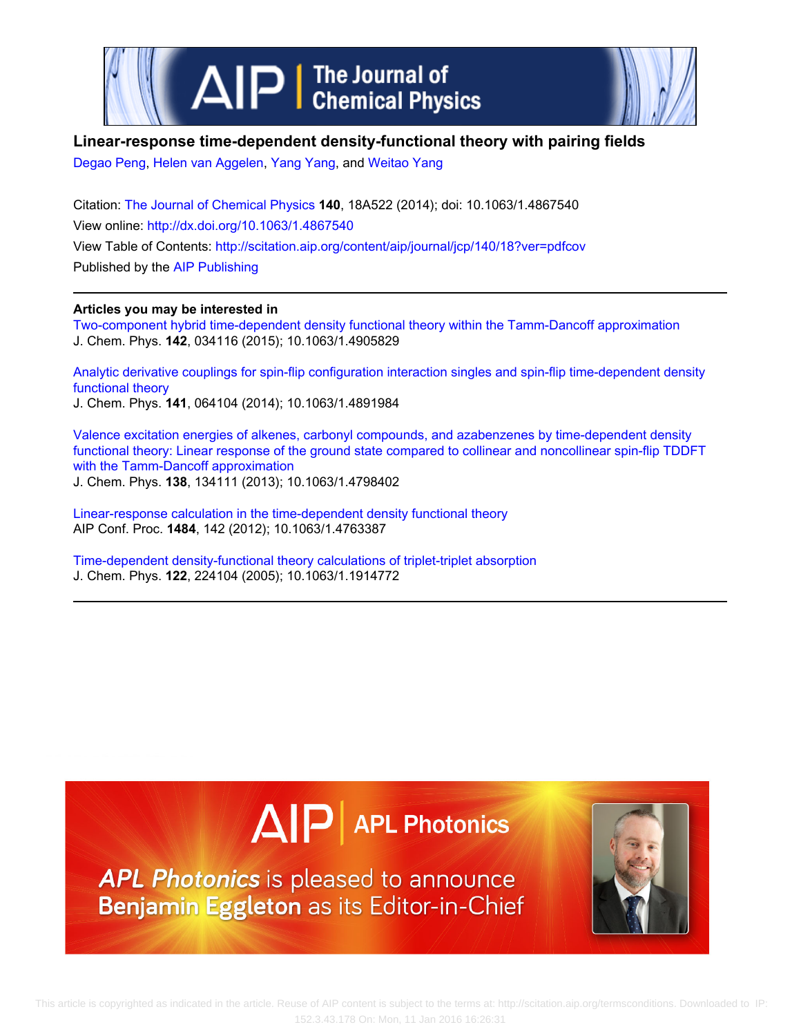# Linear-response time-dependent density-functional theory with pairing fields

Degao Peng, Helen van Aggelen, Yang Yang, and Weitao Yang

Citation: The Journal of Chemical Physics **140**, 18A522 (2014); doi: 10.1063/1.4867540

View online: http://dx.doi.org/10.1063/1.4867540

View Table of Contents: http://scitation.aip.org/content/aip/journal/jcp/140/18?ver=pdfcov

Published by the AIP Publishing

**Articles you may be interested in**

Two-component hybrid time-dependent density functional theory within the Tamm-Dancoff approximation
J. Chem. Phys. **142**, 034116 (2015); 10.1063/1.4905829

Analytic derivative couplings for spin-flip configuration interaction singles and spin-flip time-dependent density functional theory
J. Chem. Phys. **141**, 064104 (2014); 10.1063/1.4891984

Valence excitation energies of alkenes, carbonyl compounds, and azabenzenes by time-dependent density functional theory: Linear response of the ground state compared to collinear and noncollinear spin-flip TDDFT with the Tamm-Dancoff approximation
J. Chem. Phys. **138**, 134111 (2013); 10.1063/1.4798402

Linear-response calculation in the time-dependent density functional theory
AIP Conf. Proc. **1484**, 142 (2012); 10.1063/1.4763387

Time-dependent density-functional theory calculations of triplet-triplet absorption
J. Chem. Phys. **122**, 224104 (2005); 10.1063/1.1914772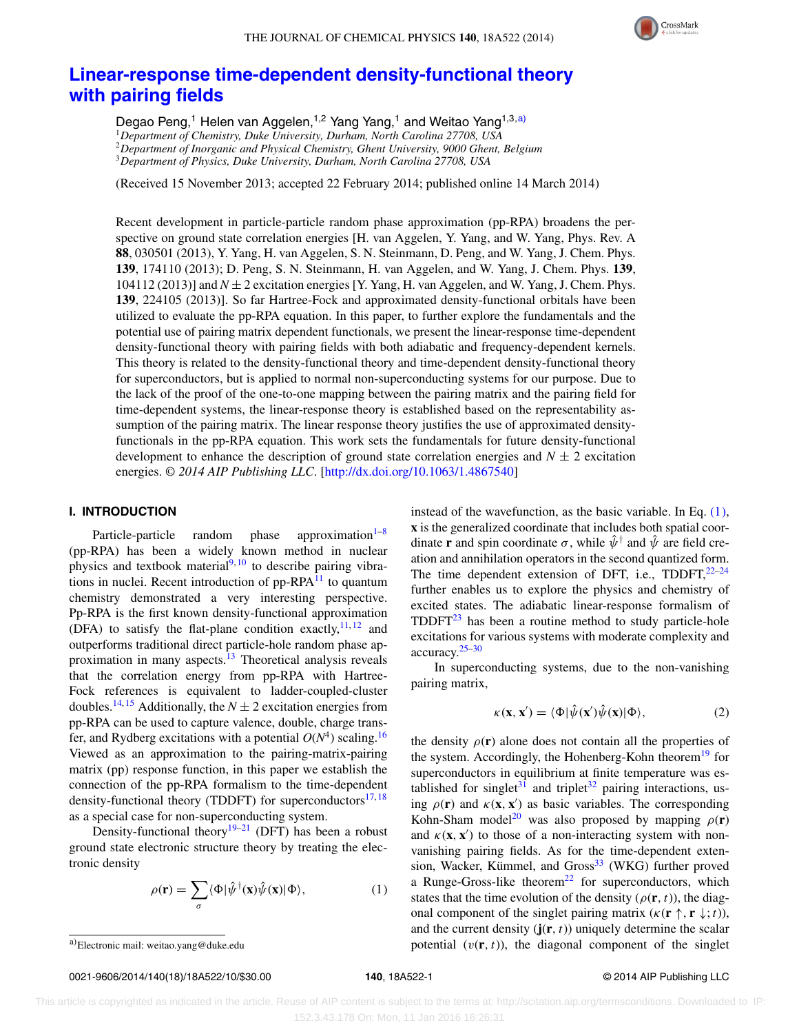# Linear-response time-dependent density-functional theory with pairing fields

Degao Peng,[1] Helen van Aggelen,[1,2] Yang Yang,[1] and Weitao Yang[1,3,a)]

[1]*Department of Chemistry, Duke University, Durham, North Carolina 27708, USA*
[2]*Department of Inorganic and Physical Chemistry, Ghent University, 9000 Ghent, Belgium*
[3]*Department of Physics, Duke University, Durham, North Carolina 27708, USA*

(Received 15 November 2013; accepted 22 February 2014; published online 14 March 2014)

Recent development in particle-particle random phase approximation (pp-RPA) broadens the perspective on ground state correlation energies [H. van Aggelen, Y. Yang, and W. Yang, Phys. Rev. A **88**, 030501 (2013), Y. Yang, H. van Aggelen, S. N. Steinmann, D. Peng, and W. Yang, J. Chem. Phys. **139**, 174110 (2013); D. Peng, S. N. Steinmann, H. van Aggelen, and W. Yang, J. Chem. Phys. **139**, 104112 (2013)] and $N \pm 2$ excitation energies [Y. Yang, H. van Aggelen, and W. Yang, J. Chem. Phys. **139**, 224105 (2013)]. So far Hartree-Fock and approximated density-functional orbitals have been utilized to evaluate the pp-RPA equation. In this paper, to further explore the fundamentals and the potential use of pairing matrix dependent functionals, we present the linear-response time-dependent density-functional theory with pairing fields with both adiabatic and frequency-dependent kernels. This theory is related to the density-functional theory and time-dependent density-functional theory for superconductors, but is applied to normal non-superconducting systems for our purpose. Due to the lack of the proof of the one-to-one mapping between the pairing matrix and the pairing field for time-dependent systems, the linear-response theory is established based on the representability assumption of the pairing matrix. The linear response theory justifies the use of approximated density-functionals in the pp-RPA equation. This work sets the fundamentals for future density-functional development to enhance the description of ground state correlation energies and $N \pm 2$ excitation energies. © *2014 AIP Publishing LLC*. [http://dx.doi.org/10.1063/1.4867540]

## I. INTRODUCTION

Particle-particle random phase approximation[1–8] (pp-RPA) has been a widely known method in nuclear physics and textbook material[9,10] to describe pairing vibrations in nuclei. Recent introduction of pp-RPA[11] to quantum chemistry demonstrated a very interesting perspective. Pp-RPA is the first known density-functional approximation (DFA) to satisfy the flat-plane condition exactly,[11,12] and outperforms traditional direct particle-hole random phase approximation in many aspects.[13] Theoretical analysis reveals that the correlation energy from pp-RPA with Hartree-Fock references is equivalent to ladder-coupled-cluster doubles.[14,15] Additionally, the $N \pm 2$ excitation energies from pp-RPA can be used to capture valence, double, charge transfer, and Rydberg excitations with a potential $O(N^4)$ scaling.[16] Viewed as an approximation to the pairing-matrix-pairing matrix (pp) response function, in this paper we establish the connection of the pp-RPA formalism to the time-dependent density-functional theory (TDDFT) for superconductors[17,18] as a special case for non-superconducting system.

Density-functional theory[19–21] (DFT) has been a robust ground state electronic structure theory by treating the electronic density

$$\rho(\mathbf{r}) = \sum_{\sigma} \langle \Phi | \hat{\psi}^{\dagger}(\mathbf{x}) \hat{\psi}(\mathbf{x}) | \Phi \rangle, \tag{1}$$

instead of the wavefunction, as the basic variable. In Eq. (1), $\mathbf{x}$ is the generalized coordinate that includes both spatial coordinate $\mathbf{r}$ and spin coordinate $\sigma$, while $\hat{\psi}^{\dagger}$ and $\hat{\psi}$ are field creation and annihilation operators in the second quantized form. The time dependent extension of DFT, i.e., TDDFT,[22–24] further enables us to explore the physics and chemistry of excited states. The adiabatic linear-response formalism of TDDFT[23] has been a routine method to study particle-hole excitations for various systems with moderate complexity and accuracy.[25–30]

In superconducting systems, due to the non-vanishing pairing matrix,

$$\kappa(\mathbf{x}, \mathbf{x}') = \langle \Phi | \hat{\psi}(\mathbf{x}') \hat{\psi}(\mathbf{x}) | \Phi \rangle, \tag{2}$$

the density $\rho(\mathbf{r})$ alone does not contain all the properties of the system. Accordingly, the Hohenberg-Kohn theorem[19] for superconductors in equilibrium at finite temperature was established for singlet[31] and triplet[32] pairing interactions, using $\rho(\mathbf{r})$ and $\kappa(\mathbf{x}, \mathbf{x}')$ as basic variables. The corresponding Kohn-Sham model[20] was also proposed by mapping $\rho(\mathbf{r})$ and $\kappa(\mathbf{x}, \mathbf{x}')$ to those of a non-interacting system with non-vanishing pairing fields. As for the time-dependent extension, Wacker, Kümmel, and Gross[33] (WKG) further proved a Runge-Gross-like theorem[22] for superconductors, which states that the time evolution of the density ($\rho(\mathbf{r}, t)$), the diagonal component of the singlet pairing matrix ($\kappa(\mathbf{r}\uparrow, \mathbf{r}\downarrow; t)$), and the current density ($\mathbf{j}(\mathbf{r}, t)$) uniquely determine the scalar potential ($v(\mathbf{r}, t)$), the diagonal component of the singlet

a)Electronic mail: weitao.yang@duke.edu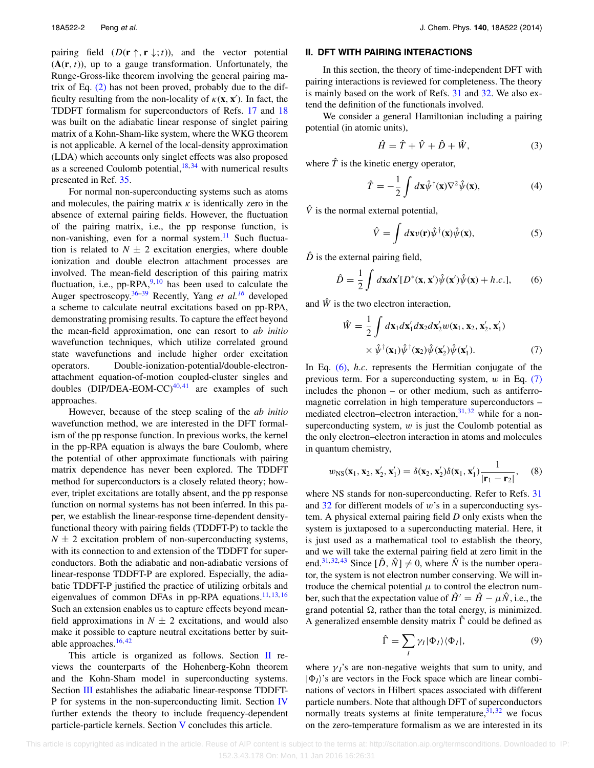pairing field ($D(\mathbf{r}\uparrow, \mathbf{r}\downarrow; t)$), and the vector potential ($\mathbf{A}(\mathbf{r}, t)$), up to a gauge transformation. Unfortunately, the Runge-Gross-like theorem involving the general pairing matrix of Eq. (2) has not been proved, probably due to the difficulty resulting from the non-locality of $\kappa(\mathbf{x}, \mathbf{x}')$. In fact, the TDDFT formalism for superconductors of Refs. 17 and 18 was built on the adiabatic linear response of singlet pairing matrix of a Kohn-Sham-like system, where the WKG theorem is not applicable. A kernel of the local-density approximation (LDA) which accounts only singlet effects was also proposed as a screened Coulomb potential,[18,34] with numerical results presented in Ref. 35.

For normal non-superconducting systems such as atoms and molecules, the pairing matrix $\kappa$ is identically zero in the absence of external pairing fields. However, the fluctuation of the pairing matrix, i.e., the pp response function, is non-vanishing, even for a normal system.[11] Such fluctuation is related to $N \pm 2$ excitation energies, where double ionization and double electron attachment processes are involved. The mean-field description of this pairing matrix fluctuation, i.e., pp-RPA,[9,10] has been used to calculate the Auger spectroscopy.[36–39] Recently, Yang *et al.*[16] developed a scheme to calculate neutral excitations based on pp-RPA, demonstrating promising results. To capture the effect beyond the mean-field approximation, one can resort to *ab initio* wavefunction techniques, which utilize correlated ground state wavefunctions and include higher order excitation operators. Double-ionization-potential/double-electron-attachment equation-of-motion coupled-cluster singles and doubles (DIP/DEA-EOM-CC)[40,41] are examples of such approaches.

However, because of the steep scaling of the *ab initio* wavefunction method, we are interested in the DFT formalism of the pp response function. In previous works, the kernel in the pp-RPA equation is always the bare Coulomb, where the potential of other approximate functionals with pairing matrix dependence has never been explored. The TDDFT method for superconductors is a closely related theory; however, triplet excitations are totally absent, and the pp response function on normal systems has not been inferred. In this paper, we establish the linear-response time-dependent density-functional theory with pairing fields (TDDFT-P) to tackle the $N \pm 2$ excitation problem of non-superconducting systems, with its connection to and extension of the TDDFT for superconductors. Both the adiabatic and non-adiabatic versions of linear-response TDDFT-P are explored. Especially, the adiabatic TDDFT-P justified the practice of utilizing orbitals and eigenvalues of common DFAs in pp-RPA equations.[11,13,16] Such an extension enables us to capture effects beyond mean-field approximations in $N \pm 2$ excitations, and would also make it possible to capture neutral excitations better by suitable approaches.[16,42]

This article is organized as follows. Section II reviews the counterparts of the Hohenberg-Kohn theorem and the Kohn-Sham model in superconducting systems. Section III establishes the adiabatic linear-response TDDFT-P for systems in the non-superconducting limit. Section IV further extends the theory to include frequency-dependent particle-particle kernels. Section V concludes this article.

## II. DFT WITH PAIRING INTERACTIONS

In this section, the theory of time-independent DFT with pairing interactions is reviewed for completeness. The theory is mainly based on the work of Refs. 31 and 32. We also extend the definition of the functionals involved.

We consider a general Hamiltonian including a pairing potential (in atomic units),

$$\hat{H} = \hat{T} + \hat{V} + \hat{D} + \hat{W}, \tag{3}$$

where $\hat{T}$ is the kinetic energy operator,

$$\hat{T} = -\frac{1}{2}\int d\mathbf{x}\hat{\psi}^\dagger(\mathbf{x})\nabla^2\hat{\psi}(\mathbf{x}), \tag{4}$$

$\hat{V}$ is the normal external potential,

$$\hat{V} = \int d\mathbf{x} v(\mathbf{r})\hat{\psi}^\dagger(\mathbf{x})\hat{\psi}(\mathbf{x}), \tag{5}$$

$\hat{D}$ is the external pairing field,

$$\hat{D} = \frac{1}{2}\int d\mathbf{x}d\mathbf{x}'[D^*(\mathbf{x}, \mathbf{x}')\hat{\psi}(\mathbf{x}')\hat{\psi}(\mathbf{x}) + h.c.], \tag{6}$$

and $\hat{W}$ is the two electron interaction,

$$\hat{W} = \frac{1}{2}\int d\mathbf{x}_1 d\mathbf{x}_1' d\mathbf{x}_2 d\mathbf{x}_2' w(\mathbf{x}_1, \mathbf{x}_2, \mathbf{x}_2', \mathbf{x}_1') \times \hat{\psi}^\dagger(\mathbf{x}_1)\hat{\psi}^\dagger(\mathbf{x}_2)\hat{\psi}(\mathbf{x}_2')\hat{\psi}(\mathbf{x}_1'). \tag{7}$$

In Eq. (6), *h.c.* represents the Hermitian conjugate of the previous term. For a superconducting system, $w$ in Eq. (7) includes the phonon – or other medium, such as antiferromagnetic correlation in high temperature superconductors – mediated electron–electron interaction,[31,32] while for a non-superconducting system, $w$ is just the Coulomb potential as the only electron–electron interaction in atoms and molecules in quantum chemistry,

$$w_{\text{NS}}(\mathbf{x}_1, \mathbf{x}_2, \mathbf{x}_2', \mathbf{x}_1') = \delta(\mathbf{x}_2, \mathbf{x}_2')\delta(\mathbf{x}_1, \mathbf{x}_1')\frac{1}{|\mathbf{r}_1 - \mathbf{r}_2|}, \tag{8}$$

where NS stands for non-superconducting. Refer to Refs. 31 and 32 for different models of $w$'s in a superconducting system. A physical external pairing field $D$ only exists when the system is juxtaposed to a superconducting material. Here, it is just used as a mathematical tool to establish the theory, and we will take the external pairing field at zero limit in the end.[31,32,43] Since $[\hat{D}, \hat{N}] \neq 0$, where $\hat{N}$ is the number operator, the system is not electron number conserving. We will introduce the chemical potential $\mu$ to control the electron number, such that the expectation value of $\hat{H}' = \hat{H} - \mu\hat{N}$, i.e., the grand potential $\Omega$, rather than the total energy, is minimized. A generalized ensemble density matrix $\hat{\Gamma}$ could be defined as

$$\hat{\Gamma} = \sum_I \gamma_I |\Phi_I\rangle\langle\Phi_I|, \tag{9}$$

where $\gamma_I$'s are non-negative weights that sum to unity, and $|\Phi_I\rangle$'s are vectors in the Fock space which are linear combinations of vectors in Hilbert spaces associated with different particle numbers. Note that although DFT of superconductors normally treats systems at finite temperature,[31,32] we focus on the zero-temperature formalism as we are interested in its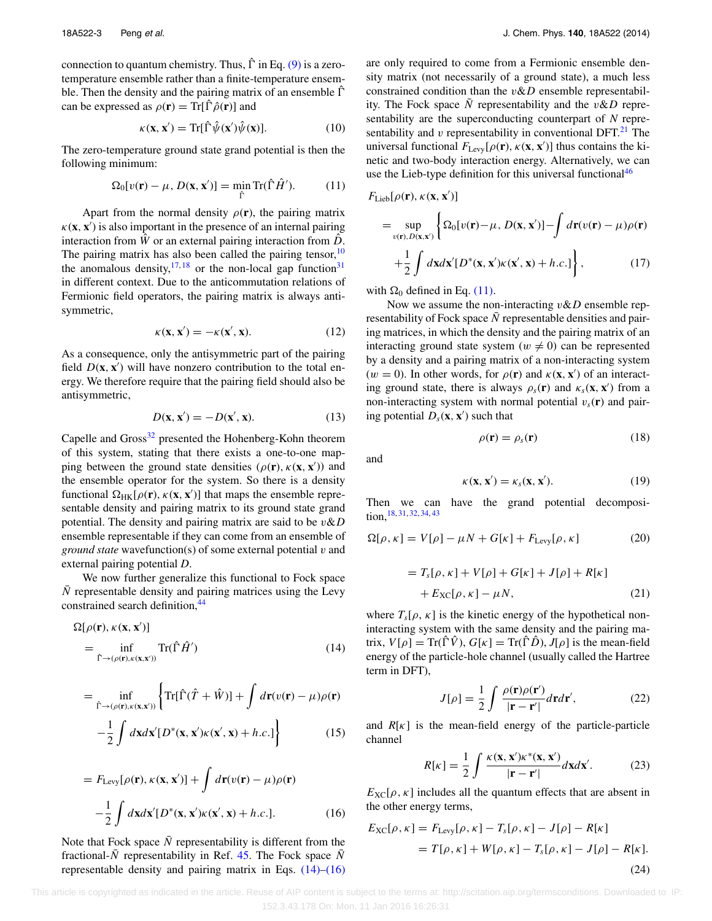connection to quantum chemistry. Thus, $\hat{\Gamma}$ in Eq. (9) is a zero-temperature ensemble rather than a finite-temperature ensemble. Then the density and the pairing matrix of an ensemble $\hat{\Gamma}$ can be expressed as $\rho(\mathbf{r}) = \mathrm{Tr}[\hat{\Gamma}\hat{\rho}(\mathbf{r})]$ and

$$\kappa(\mathbf{x}, \mathbf{x}') = \mathrm{Tr}[\hat{\Gamma}\hat{\psi}(\mathbf{x}')\hat{\psi}(\mathbf{x})]. \tag{10}$$

The zero-temperature ground state grand potential is then the following minimum:

$$\Omega_0[v(\mathbf{r}) - \mu, D(\mathbf{x}, \mathbf{x}')] = \min_{\hat{\Gamma}} \mathrm{Tr}(\hat{\Gamma}\hat{H}'). \tag{11}$$

Apart from the normal density $\rho(\mathbf{r})$, the pairing matrix $\kappa(\mathbf{x}, \mathbf{x}')$ is also important in the presence of an internal pairing interaction from $\hat{W}$ or an external pairing interaction from $\hat{D}$. The pairing matrix has also been called the pairing tensor,[10] the anomalous density,[17,18] or the non-local gap function[31] in different context. Due to the anticommutation relations of Fermionic field operators, the pairing matrix is always antisymmetric,

$$\kappa(\mathbf{x}, \mathbf{x}') = -\kappa(\mathbf{x}', \mathbf{x}). \tag{12}$$

As a consequence, only the antisymmetric part of the pairing field $D(\mathbf{x}, \mathbf{x}')$ will have nonzero contribution to the total energy. We therefore require that the pairing field should also be antisymmetric,

$$D(\mathbf{x}, \mathbf{x}') = -D(\mathbf{x}', \mathbf{x}). \tag{13}$$

Capelle and Gross[32] presented the Hohenberg-Kohn theorem of this system, stating that there exists a one-to-one mapping between the ground state densities $(\rho(\mathbf{r}), \kappa(\mathbf{x}, \mathbf{x}'))$ and the ensemble operator for the system. So there is a density functional $\Omega_{\mathrm{HK}}[\rho(\mathbf{r}), \kappa(\mathbf{x}, \mathbf{x}')]$ that maps the ensemble representable density and pairing matrix to its ground state grand potential. The density and pairing matrix are said to be $v\&D$ ensemble representable if they can come from an ensemble of *ground state* wavefunction(s) of some external potential $v$ and external pairing potential $D$.

We now further generalize this functional to Fock space $\bar{N}$ representable density and pairing matrices using the Levy constrained search definition,[44]

$$\begin{aligned}
\Omega[\rho(\mathbf{r}), \kappa(\mathbf{x}, \mathbf{x}')] &= \inf_{\hat{\Gamma} \to (\rho(\mathbf{r}), \kappa(\mathbf{x}, \mathbf{x}'))} \mathrm{Tr}(\hat{\Gamma}\hat{H}') \qquad (14) \\
&= \inf_{\hat{\Gamma} \to (\rho(\mathbf{r}), \kappa(\mathbf{x}, \mathbf{x}'))} \Bigg\{ \mathrm{Tr}[\hat{\Gamma}(\hat{T} + \hat{W})] + \int d\mathbf{r}(v(\mathbf{r}) - \mu)\rho(\mathbf{r}) \\
&\quad - \frac{1}{2}\int d\mathbf{x}d\mathbf{x}'[D^*(\mathbf{x}, \mathbf{x}')\kappa(\mathbf{x}', \mathbf{x}) + h.c.] \Bigg\} \qquad (15) \\
&= F_{\mathrm{Levy}}[\rho(\mathbf{r}), \kappa(\mathbf{x}, \mathbf{x}')] + \int d\mathbf{r}(v(\mathbf{r}) - \mu)\rho(\mathbf{r}) \\
&\quad - \frac{1}{2}\int d\mathbf{x}d\mathbf{x}'[D^*(\mathbf{x}, \mathbf{x}')\kappa(\mathbf{x}', \mathbf{x}) + h.c.]. \qquad (16)
\end{aligned}$$

Note that Fock space $\bar{N}$ representability is different from the fractional-$\bar{N}$ representability in Ref. 45. The Fock space $\bar{N}$ representable density and pairing matrix in Eqs. (14)–(16) are only required to come from a Fermionic ensemble density matrix (not necessarily of a ground state), a much less constrained condition than the $v\&D$ ensemble representability. The Fock space $\bar{N}$ representability and the $v\&D$ representability are the superconducting counterpart of $N$ representability and $v$ representability in conventional DFT.[21] The universal functional $F_{\mathrm{Levy}}[\rho(\mathbf{r}), \kappa(\mathbf{x}, \mathbf{x}')]$ thus contains the kinetic and two-body interaction energy. Alternatively, we can use the Lieb-type definition for this universal functional[46]

$$\begin{aligned}
F_{\mathrm{Lieb}}[\rho(\mathbf{r}), \kappa(\mathbf{x}, \mathbf{x}')] &= \sup_{v(\mathbf{r}), D(\mathbf{x}, \mathbf{x}')} \Bigg\{ \Omega_0[v(\mathbf{r}) - \mu, D(\mathbf{x}, \mathbf{x}')] - \int d\mathbf{r}(v(\mathbf{r}) - \mu)\rho(\mathbf{r}) \\
&\quad + \frac{1}{2}\int d\mathbf{x}d\mathbf{x}'[D^*(\mathbf{x}, \mathbf{x}')\kappa(\mathbf{x}', \mathbf{x}) + h.c.] \Bigg\}, \qquad (17)
\end{aligned}$$

with $\Omega_0$ defined in Eq. (11).

Now we assume the non-interacting $v\&D$ ensemble representability of Fock space $\bar{N}$ representable densities and pairing matrices, in which the density and the pairing matrix of an interacting ground state system ($w \neq 0$) can be represented by a density and a pairing matrix of a non-interacting system ($w = 0$). In other words, for $\rho(\mathbf{r})$ and $\kappa(\mathbf{x}, \mathbf{x}')$ of an interacting ground state, there is always $\rho_s(\mathbf{r})$ and $\kappa_s(\mathbf{x}, \mathbf{x}')$ from a non-interacting system with normal potential $v_s(\mathbf{r})$ and pairing potential $D_s(\mathbf{x}, \mathbf{x}')$ such that

$$\rho(\mathbf{r}) = \rho_s(\mathbf{r}) \tag{18}$$

and

$$\kappa(\mathbf{x}, \mathbf{x}') = \kappa_s(\mathbf{x}, \mathbf{x}'). \tag{19}$$

Then we can have the grand potential decomposition,[18,31,32,34,43]

$$\begin{aligned}
\Omega[\rho, \kappa] &= V[\rho] - \mu N + G[\kappa] + F_{\mathrm{Levy}}[\rho, \kappa] \qquad (20) \\
&= T_s[\rho, \kappa] + V[\rho] + G[\kappa] + J[\rho] + R[\kappa] \\
&\quad + E_{\mathrm{XC}}[\rho, \kappa] - \mu N, \qquad (21)
\end{aligned}$$

where $T_s[\rho, \kappa]$ is the kinetic energy of the hypothetical non-interacting system with the same density and the pairing matrix, $V[\rho] = \mathrm{Tr}(\hat{\Gamma}\hat{V})$, $G[\kappa] = \mathrm{Tr}(\hat{\Gamma}\hat{D})$, $J[\rho]$ is the mean-field energy of the particle-hole channel (usually called the Hartree term in DFT),

$$J[\rho] = \frac{1}{2}\int \frac{\rho(\mathbf{r})\rho(\mathbf{r}')}{|\mathbf{r} - \mathbf{r}'|} d\mathbf{r}d\mathbf{r}', \tag{22}$$

and $R[\kappa]$ is the mean-field energy of the particle-particle channel

$$R[\kappa] = \frac{1}{2}\int \frac{\kappa(\mathbf{x}, \mathbf{x}')\kappa^*(\mathbf{x}, \mathbf{x}')}{|\mathbf{r} - \mathbf{r}'|} d\mathbf{x}d\mathbf{x}'. \tag{23}$$

$E_{\mathrm{XC}}[\rho, \kappa]$ includes all the quantum effects that are absent in the other energy terms,

$$\begin{aligned}
E_{\mathrm{XC}}[\rho, \kappa] &= F_{\mathrm{Levy}}[\rho, \kappa] - T_s[\rho, \kappa] - J[\rho] - R[\kappa] \\
&= T[\rho, \kappa] + W[\rho, \kappa] - T_s[\rho, \kappa] - J[\rho] - R[\kappa]. \qquad (24)
\end{aligned}$$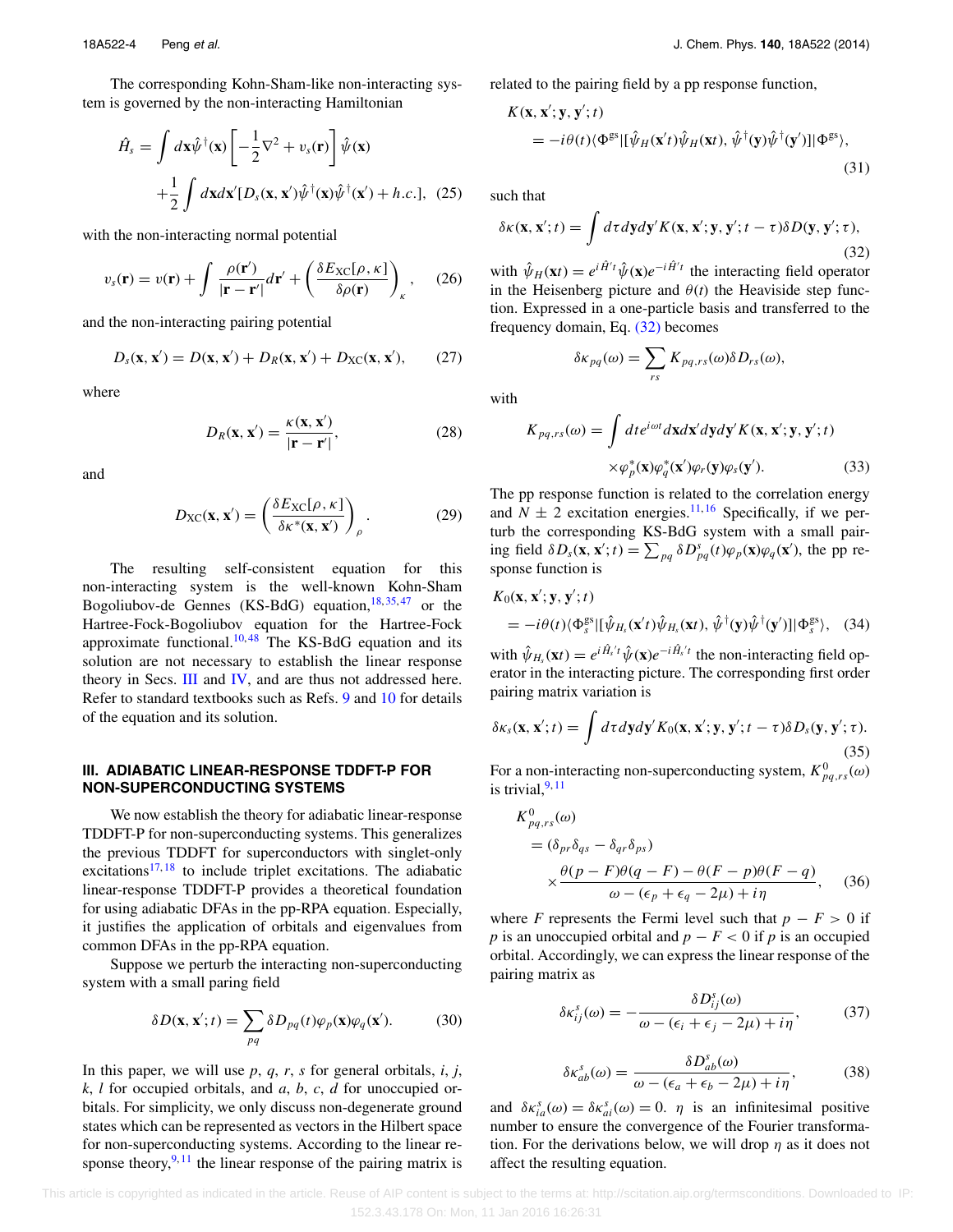The corresponding Kohn-Sham-like non-interacting system is governed by the non-interacting Hamiltonian

$$\hat{H}_s = \int d\mathbf{x}\hat{\psi}^\dagger(\mathbf{x})\left[-\frac{1}{2}\nabla^2 + v_s(\mathbf{r})\right]\hat{\psi}(\mathbf{x}) + \frac{1}{2}\int d\mathbf{x}d\mathbf{x}'[D_s(\mathbf{x},\mathbf{x}')\hat{\psi}^\dagger(\mathbf{x})\hat{\psi}^\dagger(\mathbf{x}') + h.c.], \quad (25)$$

with the non-interacting normal potential

$$v_s(\mathbf{r}) = v(\mathbf{r}) + \int \frac{\rho(\mathbf{r}')}{|\mathbf{r}-\mathbf{r}'|}d\mathbf{r}' + \left(\frac{\delta E_{\mathrm{XC}}[\rho,\kappa]}{\delta\rho(\mathbf{r})}\right)_\kappa, \quad (26)$$

and the non-interacting pairing potential

$$D_s(\mathbf{x},\mathbf{x}') = D(\mathbf{x},\mathbf{x}') + D_R(\mathbf{x},\mathbf{x}') + D_{\mathrm{XC}}(\mathbf{x},\mathbf{x}'), \quad (27)$$

where

$$D_R(\mathbf{x},\mathbf{x}') = \frac{\kappa(\mathbf{x},\mathbf{x}')}{|\mathbf{r}-\mathbf{r}'|}, \quad (28)$$

and

$$D_{\mathrm{XC}}(\mathbf{x},\mathbf{x}') = \left(\frac{\delta E_{\mathrm{XC}}[\rho,\kappa]}{\delta\kappa^*(\mathbf{x},\mathbf{x}')}\right)_\rho. \quad (29)$$

The resulting self-consistent equation for this non-interacting system is the well-known Kohn-Sham Bogoliubov-de Gennes (KS-BdG) equation,[18,35,47] or the Hartree-Fock-Bogoliubov equation for the Hartree-Fock approximate functional.[10,48] The KS-BdG equation and its solution are not necessary to establish the linear response theory in Secs. III and IV, and are thus not addressed here. Refer to standard textbooks such as Refs. 9 and 10 for details of the equation and its solution.

## III. ADIABATIC LINEAR-RESPONSE TDDFT-P FOR NON-SUPERCONDUCTING SYSTEMS

We now establish the theory for adiabatic linear-response TDDFT-P for non-superconducting systems. This generalizes the previous TDDFT for superconductors with singlet-only excitations[17,18] to include triplet excitations. The adiabatic linear-response TDDFT-P provides a theoretical foundation for using adiabatic DFAs in the pp-RPA equation. Especially, it justifies the application of orbitals and eigenvalues from common DFAs in the pp-RPA equation.

Suppose we perturb the interacting non-superconducting system with a small paring field

$$\delta D(\mathbf{x},\mathbf{x}';t) = \sum_{pq}\delta D_{pq}(t)\varphi_p(\mathbf{x})\varphi_q(\mathbf{x}'). \quad (30)$$

In this paper, we will use $p$, $q$, $r$, $s$ for general orbitals, $i$, $j$, $k$, $l$ for occupied orbitals, and $a$, $b$, $c$, $d$ for unoccupied orbitals. For simplicity, we only discuss non-degenerate ground states which can be represented as vectors in the Hilbert space for non-superconducting systems. According to the linear response theory,[9,11] the linear response of the pairing matrix is related to the pairing field by a pp response function,

$$K(\mathbf{x},\mathbf{x}';\mathbf{y},\mathbf{y}';t) = -i\theta(t)\langle\Phi^{\mathrm{gs}}|[\hat{\psi}_H(\mathbf{x}'t)\hat{\psi}_H(\mathbf{x}t),\hat{\psi}^\dagger(\mathbf{y})\hat{\psi}^\dagger(\mathbf{y}')]|\Phi^{\mathrm{gs}}\rangle, \quad (31)$$

such that

$$\delta\kappa(\mathbf{x},\mathbf{x}';t) = \int d\tau d\mathbf{y}d\mathbf{y}'K(\mathbf{x},\mathbf{x}';\mathbf{y},\mathbf{y}';t-\tau)\delta D(\mathbf{y},\mathbf{y}';\tau), \quad (32)$$

with $\hat{\psi}_H(\mathbf{x}t) = e^{i\hat{H}'t}\hat{\psi}(\mathbf{x})e^{-i\hat{H}'t}$ the interacting field operator in the Heisenberg picture and $\theta(t)$ the Heaviside step function. Expressed in a one-particle basis and transferred to the frequency domain, Eq. (32) becomes

$$\delta\kappa_{pq}(\omega) = \sum_{rs}K_{pq,rs}(\omega)\delta D_{rs}(\omega),$$

with

$$K_{pq,rs}(\omega) = \int dt e^{i\omega t}d\mathbf{x}d\mathbf{x}'d\mathbf{y}d\mathbf{y}'K(\mathbf{x},\mathbf{x}';\mathbf{y},\mathbf{y}';t) \times\varphi_p^*(\mathbf{x})\varphi_q^*(\mathbf{x}')\varphi_r(\mathbf{y})\varphi_s(\mathbf{y}'). \quad (33)$$

The pp response function is related to the correlation energy and $N \pm 2$ excitation energies.[11,16] Specifically, if we perturb the corresponding KS-BdG system with a small pairing field $\delta D_s(\mathbf{x},\mathbf{x}';t) = \sum_{pq}\delta D^s_{pq}(t)\varphi_p(\mathbf{x})\varphi_q(\mathbf{x}')$, the pp response function is

$$K_0(\mathbf{x},\mathbf{x}';\mathbf{y},\mathbf{y}';t) = -i\theta(t)\langle\Phi_s^{\mathrm{gs}}|[\hat{\psi}_{H_s}(\mathbf{x}'t)\hat{\psi}_{H_s}(\mathbf{x}t),\hat{\psi}^\dagger(\mathbf{y})\hat{\psi}^\dagger(\mathbf{y}')]|\Phi_s^{\mathrm{gs}}\rangle, \quad (34)$$

with $\hat{\psi}_{H_s}(\mathbf{x}t) = e^{i\hat{H}_s't}\hat{\psi}(\mathbf{x})e^{-i\hat{H}_s't}$ the non-interacting field operator in the interacting picture. The corresponding first order pairing matrix variation is

$$\delta\kappa_s(\mathbf{x},\mathbf{x}';t) = \int d\tau d\mathbf{y}d\mathbf{y}'K_0(\mathbf{x},\mathbf{x}';\mathbf{y},\mathbf{y}';t-\tau)\delta D_s(\mathbf{y},\mathbf{y}';\tau). \quad (35)$$

For a non-interacting non-superconducting system, $K^0_{pq,rs}(\omega)$ is trivial,[9,11]

$$K^0_{pq,rs}(\omega) = (\delta_{pr}\delta_{qs} - \delta_{qr}\delta_{ps}) \times\frac{\theta(p-F)\theta(q-F) - \theta(F-p)\theta(F-q)}{\omega - (\epsilon_p + \epsilon_q - 2\mu) + i\eta}, \quad (36)$$

where $F$ represents the Fermi level such that $p - F > 0$ if $p$ is an unoccupied orbital and $p - F < 0$ if $p$ is an occupied orbital. Accordingly, we can express the linear response of the pairing matrix as

$$\delta\kappa^s_{ij}(\omega) = -\frac{\delta D^s_{ij}(\omega)}{\omega - (\epsilon_i + \epsilon_j - 2\mu) + i\eta}, \quad (37)$$

$$\delta\kappa^s_{ab}(\omega) = \frac{\delta D^s_{ab}(\omega)}{\omega - (\epsilon_a + \epsilon_b - 2\mu) + i\eta}, \quad (38)$$

and $\delta\kappa^s_{ia}(\omega) = \delta\kappa^s_{ai}(\omega) = 0$. $\eta$ is an infinitesimal positive number to ensure the convergence of the Fourier transformation. For the derivations below, we will drop $\eta$ as it does not affect the resulting equation.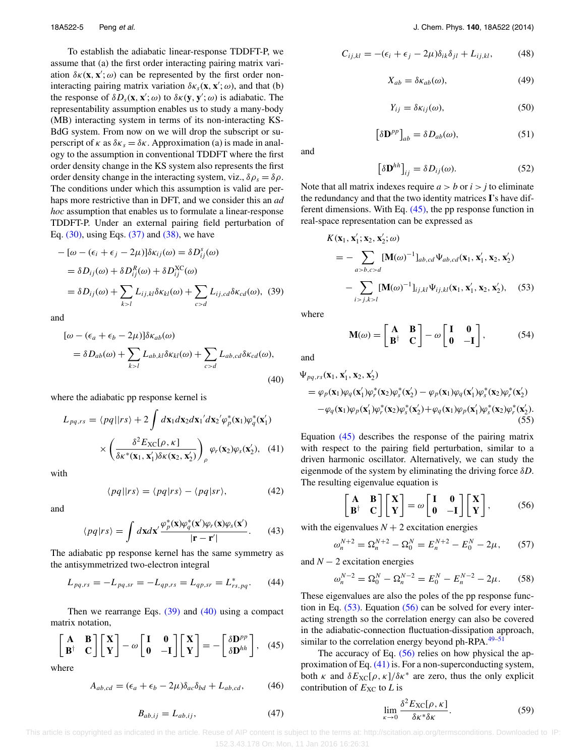To establish the adiabatic linear-response TDDFT-P, we assume that (a) the first order interacting pairing matrix variation $\delta\kappa(\mathbf{x}, \mathbf{x}'; \omega)$ can be represented by the first order non-interacting pairing matrix variation $\delta\kappa_s(\mathbf{x}, \mathbf{x}'; \omega)$, and that (b) the response of $\delta D_s(\mathbf{x}, \mathbf{x}'; \omega)$ to $\delta\kappa(\mathbf{y}, \mathbf{y}'; \omega)$ is adiabatic. The representability assumption enables us to study a many-body (MB) interacting system in terms of its non-interacting KS-BdG system. From now on we will drop the subscript or superscript of $\kappa$ as $\delta\kappa_s = \delta\kappa$. Approximation (a) is made in analogy to the assumption in conventional TDDFT where the first order density change in the KS system also represents the first order density change in the interacting system, viz., $\delta\rho_s = \delta\rho$. The conditions under which this assumption is valid are perhaps more restrictive than in DFT, and we consider this an *ad hoc* assumption that enables us to formulate a linear-response TDDFT-P. Under an external pairing field perturbation of Eq. (30), using Eqs. (37) and (38), we have

$$
\begin{aligned}
-[\omega - (\epsilon_i + \epsilon_j - 2\mu)]\delta\kappa_{ij}(\omega) &= \delta D^s_{ij}(\omega) \\
&= \delta D_{ij}(\omega) + \delta D^R_{ij}(\omega) + \delta D^{\rm XC}_{ij}(\omega) \\
&= \delta D_{ij}(\omega) + \sum_{k>l} L_{ij,kl}\delta\kappa_{kl}(\omega) + \sum_{c>d} L_{ij,cd}\delta\kappa_{cd}(\omega), \quad (39)
\end{aligned}
$$

and

$$
\begin{aligned}
&[\omega - (\epsilon_a + \epsilon_b - 2\mu)]\delta\kappa_{ab}(\omega) \\
&= \delta D_{ab}(\omega) + \sum_{k>l} L_{ab,kl}\delta\kappa_{kl}(\omega) + \sum_{c>d} L_{ab,cd}\delta\kappa_{cd}(\omega),
\end{aligned} \quad (40)
$$

where the adiabatic pp response kernel is

$$
\begin{aligned}
L_{pq,rs} = \langle pq||rs\rangle + 2\int d\mathbf{x}_1 d\mathbf{x}_2 d\mathbf{x}_1{}' d\mathbf{x}_2{}' \varphi_p^*(\mathbf{x}_1)\varphi_q^*(\mathbf{x}_1') \\
\times \left(\frac{\delta^2 E_{\rm XC}[\rho, \kappa]}{\delta\kappa^*(\mathbf{x}_1, \mathbf{x}_1')\delta\kappa(\mathbf{x}_2, \mathbf{x}_2')}\right)_\rho \varphi_r(\mathbf{x}_2)\varphi_s(\mathbf{x}_2'), \quad (41)
\end{aligned}
$$

with

$$
\langle pq||rs\rangle = \langle pq|rs\rangle - \langle pq|sr\rangle, \quad (42)
$$

and

$$
\langle pq|rs\rangle = \int d\mathbf{x}d\mathbf{x}' \frac{\varphi_p^*(\mathbf{x})\varphi_q^*(\mathbf{x}')\varphi_r(\mathbf{x})\varphi_s(\mathbf{x}')}{|\mathbf{r} - \mathbf{r}'|}. \quad (43)
$$

The adiabatic pp response kernel has the same symmetry as the antisymmetrized two-electron integral

$$
L_{pq,rs} = -L_{pq,sr} = -L_{qp,rs} = L_{qp,sr} = L^*_{rs,pq}. \quad (44)
$$

Then we rearrange Eqs. (39) and (40) using a compact matrix notation,

$$
\begin{bmatrix} \mathbf{A} & \mathbf{B} \\ \mathbf{B}^\dagger & \mathbf{C} \end{bmatrix}\begin{bmatrix} \mathbf{X} \\ \mathbf{Y} \end{bmatrix} - \omega \begin{bmatrix} \mathbf{I} & \mathbf{0} \\ \mathbf{0} & -\mathbf{I} \end{bmatrix}\begin{bmatrix} \mathbf{X} \\ \mathbf{Y} \end{bmatrix} = -\begin{bmatrix} \delta\mathbf{D}^{pp} \\ \delta\mathbf{D}^{hh} \end{bmatrix}, \quad (45)
$$

where

$$
A_{ab,cd} = (\epsilon_a + \epsilon_b - 2\mu)\delta_{ac}\delta_{bd} + L_{ab,cd}, \quad (46)
$$

$$
B_{ab,ij} = L_{ab,ij}, \quad (47)
$$

$$
C_{ij,kl} = -(\epsilon_i + \epsilon_j - 2\mu)\delta_{ik}\delta_{jl} + L_{ij,kl}, \quad (48)
$$

$$
X_{ab} = \delta\kappa_{ab}(\omega), \quad (49)
$$

$$
Y_{ij} = \delta\kappa_{ij}(\omega), \quad (50)
$$

$$
\left[\delta\mathbf{D}^{pp}\right]_{ab} = \delta D_{ab}(\omega), \quad (51)
$$

and

$$
\left[\delta\mathbf{D}^{hh}\right]_{ij} = \delta D_{ij}(\omega). \quad (52)
$$

Note that all matrix indexes require $a > b$ or $i > j$ to eliminate the redundancy and that the two identity matrices $\mathbf{I}$'s have different dimensions. With Eq. (45), the pp response function in real-space representation can be expressed as

$$
\begin{aligned}
&K(\mathbf{x}_1, \mathbf{x}_1'; \mathbf{x}_2, \mathbf{x}_2'; \omega) \\
&= -\sum_{a>b,c>d} [\mathbf{M}(\omega)^{-1}]_{ab,cd}\Psi_{ab,cd}(\mathbf{x}_1, \mathbf{x}_1', \mathbf{x}_2, \mathbf{x}_2') \\
&\quad - \sum_{i>j,k>l} [\mathbf{M}(\omega)^{-1}]_{ij,kl}\Psi_{ij,kl}(\mathbf{x}_1, \mathbf{x}_1', \mathbf{x}_2, \mathbf{x}_2'), \quad (53)
\end{aligned}
$$

where

$$
\mathbf{M}(\omega) = \begin{bmatrix} \mathbf{A} & \mathbf{B} \\ \mathbf{B}^\dagger & \mathbf{C} \end{bmatrix} - \omega \begin{bmatrix} \mathbf{I} & \mathbf{0} \\ \mathbf{0} & -\mathbf{I} \end{bmatrix}, \quad (54)
$$

and

$$
\begin{aligned}
&\Psi_{pq,rs}(\mathbf{x}_1, \mathbf{x}_1', \mathbf{x}_2, \mathbf{x}_2') \\
&= \varphi_p(\mathbf{x}_1)\varphi_q(\mathbf{x}_1')\varphi_r^*(\mathbf{x}_2)\varphi_s^*(\mathbf{x}_2') - \varphi_p(\mathbf{x}_1)\varphi_q(\mathbf{x}_1')\varphi_s^*(\mathbf{x}_2)\varphi_r^*(\mathbf{x}_2') \\
&\quad - \varphi_q(\mathbf{x}_1)\varphi_p(\mathbf{x}_1')\varphi_r^*(\mathbf{x}_2)\varphi_s^*(\mathbf{x}_2') + \varphi_q(\mathbf{x}_1)\varphi_p(\mathbf{x}_1')\varphi_s^*(\mathbf{x}_2)\varphi_r^*(\mathbf{x}_2'). \quad (55)
\end{aligned}
$$

Equation (45) describes the response of the pairing matrix with respect to the pairing field perturbation, similar to a driven harmonic oscillator. Alternatively, we can study the eigenmode of the system by eliminating the driving force $\delta D$. The resulting eigenvalue equation is

$$
\begin{bmatrix} \mathbf{A} & \mathbf{B} \\ \mathbf{B}^\dagger & \mathbf{C} \end{bmatrix}\begin{bmatrix} \mathbf{X} \\ \mathbf{Y} \end{bmatrix} = \omega \begin{bmatrix} \mathbf{I} & \mathbf{0} \\ \mathbf{0} & -\mathbf{I} \end{bmatrix}\begin{bmatrix} \mathbf{X} \\ \mathbf{Y} \end{bmatrix}, \quad (56)
$$

with the eigenvalues $N+2$ excitation energies

$$
\omega_n^{N+2} = \Omega_n^{N+2} - \Omega_0^N = E_n^{N+2} - E_0^N - 2\mu, \quad (57)
$$

and $N-2$ excitation energies

$$
\omega_n^{N-2} = \Omega_0^N - \Omega_n^{N-2} = E_0^N - E_n^{N-2} - 2\mu. \quad (58)
$$

These eigenvalues are also the poles of the pp response function in Eq. (53). Equation (56) can be solved for every interacting strength so the correlation energy can also be covered in the adiabatic-connection fluctuation-dissipation approach, similar to the correlation energy beyond ph-RPA.[49–51]

The accuracy of Eq. (56) relies on how physical the approximation of Eq. (41) is. For a non-superconducting system, both $\kappa$ and $\delta E_{\rm XC}[\rho, \kappa]/\delta\kappa^*$ are zero, thus the only explicit contribution of $E_{\rm XC}$ to $L$ is

$$
\lim_{\kappa\to 0} \frac{\delta^2 E_{\rm XC}[\rho, \kappa]}{\delta\kappa^*\delta\kappa}. \quad (59)
$$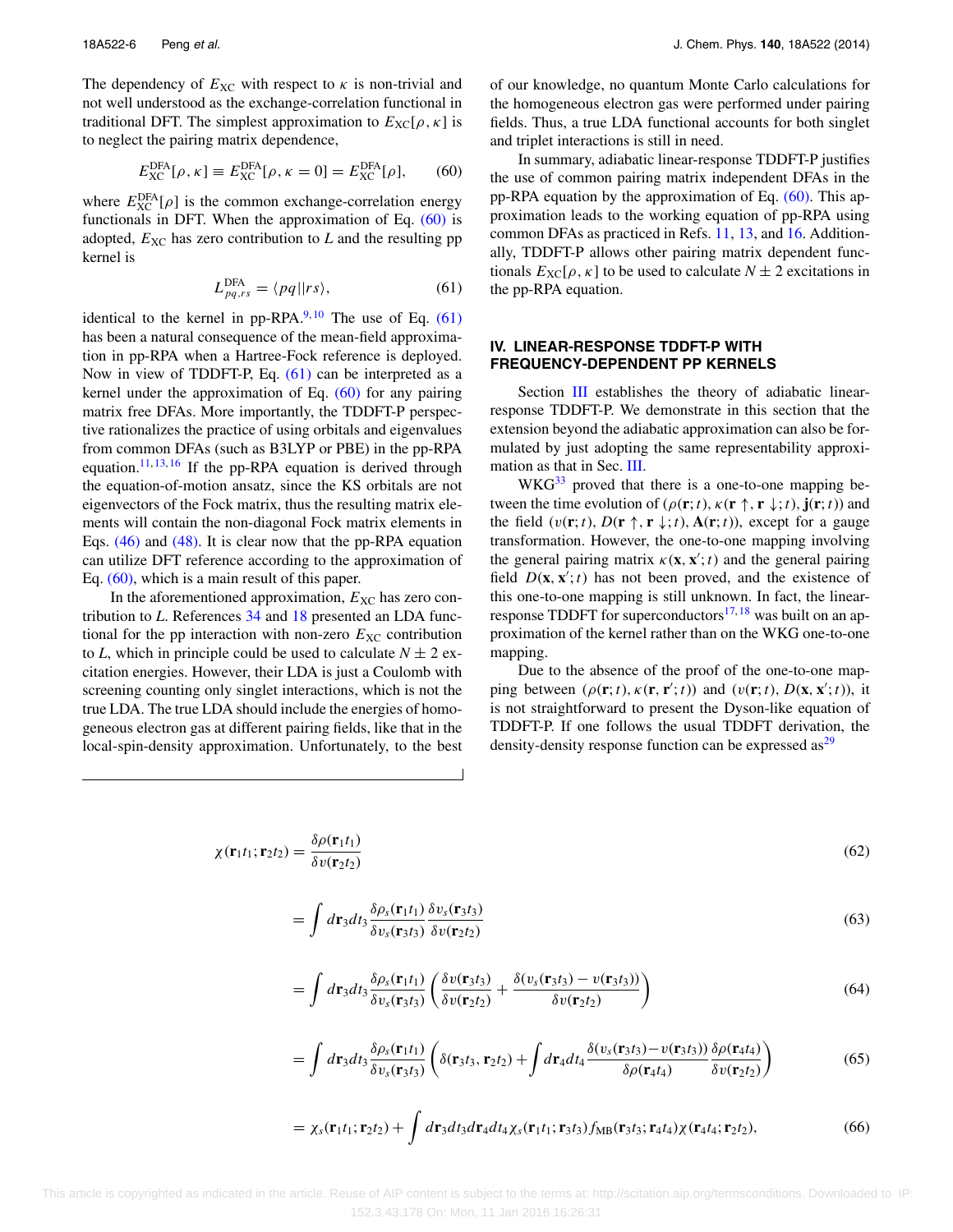The dependency of $E_{\mathrm{XC}}$ with respect to $\kappa$ is non-trivial and not well understood as the exchange-correlation functional in traditional DFT. The simplest approximation to $E_{\mathrm{XC}}[\rho, \kappa]$ is to neglect the pairing matrix dependence,

$$E_{\mathrm{XC}}^{\mathrm{DFA}}[\rho, \kappa] \equiv E_{\mathrm{XC}}^{\mathrm{DFA}}[\rho, \kappa = 0] = E_{\mathrm{XC}}^{\mathrm{DFA}}[\rho], \tag{60}$$

where $E_{\mathrm{XC}}^{\mathrm{DFA}}[\rho]$ is the common exchange-correlation energy functionals in DFT. When the approximation of Eq. (60) is adopted, $E_{\mathrm{XC}}$ has zero contribution to $L$ and the resulting pp kernel is

$$L_{pq,rs}^{\mathrm{DFA}} = \langle pq||rs\rangle, \tag{61}$$

identical to the kernel in pp-RPA.[9,10] The use of Eq. (61) has been a natural consequence of the mean-field approximation in pp-RPA when a Hartree-Fock reference is deployed. Now in view of TDDFT-P, Eq. (61) can be interpreted as a kernel under the approximation of Eq. (60) for any pairing matrix free DFAs. More importantly, the TDDFT-P perspective rationalizes the practice of using orbitals and eigenvalues from common DFAs (such as B3LYP or PBE) in the pp-RPA equation.[11,13,16] If the pp-RPA equation is derived through the equation-of-motion ansatz, since the KS orbitals are not eigenvectors of the Fock matrix, thus the resulting matrix elements will contain the non-diagonal Fock matrix elements in Eqs. (46) and (48). It is clear now that the pp-RPA equation can utilize DFT reference according to the approximation of Eq. (60), which is a main result of this paper.

In the aforementioned approximation, $E_{\mathrm{XC}}$ has zero contribution to $L$. References 34 and 18 presented an LDA functional for the pp interaction with non-zero $E_{\mathrm{XC}}$ contribution to $L$, which in principle could be used to calculate $N \pm 2$ excitation energies. However, their LDA is just a Coulomb with screening counting only singlet interactions, which is not the true LDA. The true LDA should include the energies of homogeneous electron gas at different pairing fields, like that in the local-spin-density approximation. Unfortunately, to the best of our knowledge, no quantum Monte Carlo calculations for the homogeneous electron gas were performed under pairing fields. Thus, a true LDA functional accounts for both singlet and triplet interactions is still in need.

In summary, adiabatic linear-response TDDFT-P justifies the use of common pairing matrix independent DFAs in the pp-RPA equation by the approximation of Eq. (60). This approximation leads to the working equation of pp-RPA using common DFAs as practiced in Refs. 11, 13, and 16. Additionally, TDDFT-P allows other pairing matrix dependent functionals $E_{\mathrm{XC}}[\rho, \kappa]$ to be used to calculate $N \pm 2$ excitations in the pp-RPA equation.

## IV. LINEAR-RESPONSE TDDFT-P WITH FREQUENCY-DEPENDENT PP KERNELS

Section III establishes the theory of adiabatic linear-response TDDFT-P. We demonstrate in this section that the extension beyond the adiabatic approximation can also be formulated by just adopting the same representability approximation as that in Sec. III.

WKG[33] proved that there is a one-to-one mapping between the time evolution of $(\rho(\mathbf{r};t), \kappa(\mathbf{r}\uparrow, \mathbf{r}\downarrow;t), \mathbf{j}(\mathbf{r};t))$ and the field $(v(\mathbf{r};t), D(\mathbf{r}\uparrow, \mathbf{r}\downarrow;t), \mathbf{A}(\mathbf{r};t))$, except for a gauge transformation. However, the one-to-one mapping involving the general pairing matrix $\kappa(\mathbf{x}, \mathbf{x}';t)$ and the general pairing field $D(\mathbf{x}, \mathbf{x}';t)$ has not been proved, and the existence of this one-to-one mapping is still unknown. In fact, the linear-response TDDFT for superconductors[17,18] was built on an approximation of the kernel rather than on the WKG one-to-one mapping.

Due to the absence of the proof of the one-to-one mapping between $(\rho(\mathbf{r};t), \kappa(\mathbf{r}, \mathbf{r}';t))$ and $(v(\mathbf{r};t), D(\mathbf{x}, \mathbf{x}';t))$, it is not straightforward to present the Dyson-like equation of TDDFT-P. If one follows the usual TDDFT derivation, the density-density response function can be expressed as[29]

$$\chi(\mathbf{r}_1 t_1; \mathbf{r}_2 t_2) = \frac{\delta \rho(\mathbf{r}_1 t_1)}{\delta v(\mathbf{r}_2 t_2)} \tag{62}$$

$$= \int d\mathbf{r}_3 dt_3 \frac{\delta \rho_s(\mathbf{r}_1 t_1)}{\delta v_s(\mathbf{r}_3 t_3)} \frac{\delta v_s(\mathbf{r}_3 t_3)}{\delta v(\mathbf{r}_2 t_2)} \tag{63}$$

$$= \int d\mathbf{r}_3 dt_3 \frac{\delta \rho_s(\mathbf{r}_1 t_1)}{\delta v_s(\mathbf{r}_3 t_3)} \left( \frac{\delta v(\mathbf{r}_3 t_3)}{\delta v(\mathbf{r}_2 t_2)} + \frac{\delta (v_s(\mathbf{r}_3 t_3) - v(\mathbf{r}_3 t_3))}{\delta v(\mathbf{r}_2 t_2)} \right) \tag{64}$$

$$= \int d\mathbf{r}_3 dt_3 \frac{\delta \rho_s(\mathbf{r}_1 t_1)}{\delta v_s(\mathbf{r}_3 t_3)} \left( \delta(\mathbf{r}_3 t_3, \mathbf{r}_2 t_2) + \int d\mathbf{r}_4 dt_4 \frac{\delta (v_s(\mathbf{r}_3 t_3) - v(\mathbf{r}_3 t_3))}{\delta \rho(\mathbf{r}_4 t_4)} \frac{\delta \rho(\mathbf{r}_4 t_4)}{\delta v(\mathbf{r}_2 t_2)} \right) \tag{65}$$

$$= \chi_s(\mathbf{r}_1 t_1; \mathbf{r}_2 t_2) + \int d\mathbf{r}_3 dt_3 d\mathbf{r}_4 dt_4 \chi_s(\mathbf{r}_1 t_1; \mathbf{r}_3 t_3) f_{\mathrm{MB}}(\mathbf{r}_3 t_3; \mathbf{r}_4 t_4) \chi(\mathbf{r}_4 t_4; \mathbf{r}_2 t_2), \tag{66}$$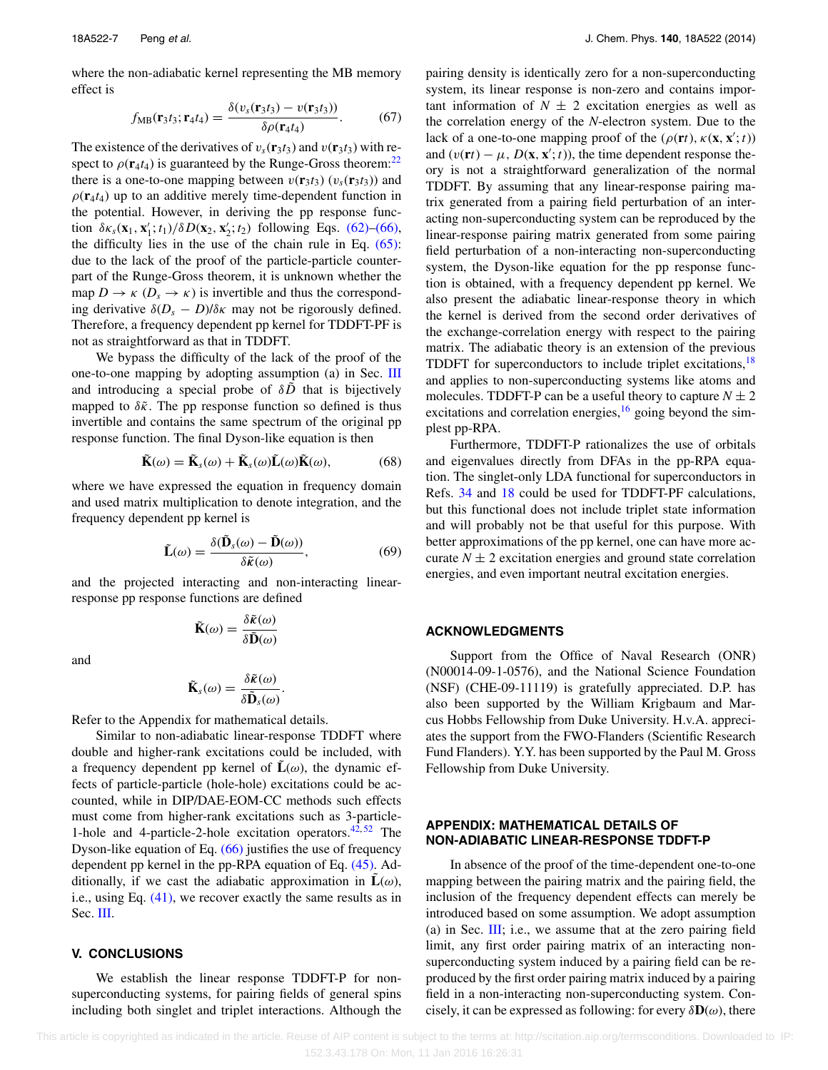where the non-adiabatic kernel representing the MB memory effect is

$$f_{\mathrm{MB}}(\mathbf{r}_3t_3;\mathbf{r}_4t_4) = \frac{\delta(v_s(\mathbf{r}_3t_3) - v(\mathbf{r}_3t_3))}{\delta\rho(\mathbf{r}_4t_4)}. \tag{67}$$

The existence of the derivatives of $v_s(\mathbf{r}_3t_3)$ and $v(\mathbf{r}_3t_3)$ with respect to $\rho(\mathbf{r}_4t_4)$ is guaranteed by the Runge-Gross theorem:[22] there is a one-to-one mapping between $v(\mathbf{r}_3t_3)$ ($v_s(\mathbf{r}_3t_3)$) and $\rho(\mathbf{r}_4t_4)$ up to an additive merely time-dependent function in the potential. However, in deriving the pp response function $\delta\kappa_s(\mathbf{x}_1,\mathbf{x}_1';t_1)/\delta D(\mathbf{x}_2,\mathbf{x}_2';t_2)$ following Eqs. (62)–(66), the difficulty lies in the use of the chain rule in Eq. (65): due to the lack of the proof of the particle-particle counterpart of the Runge-Gross theorem, it is unknown whether the map $D \to \kappa$ ($D_s \to \kappa$) is invertible and thus the corresponding derivative $\delta(D_s - D)/\delta\kappa$ may not be rigorously defined. Therefore, a frequency dependent pp kernel for TDDFT-PF is not as straightforward as that in TDDFT.

We bypass the difficulty of the lack of the proof of the one-to-one mapping by adopting assumption (a) in Sec. III and introducing a special probe of $\delta\tilde{D}$ that is bijectively mapped to $\delta\tilde{\kappa}$. The pp response function so defined is thus invertible and contains the same spectrum of the original pp response function. The final Dyson-like equation is then

$$\tilde{\mathbf{K}}(\omega) = \tilde{\mathbf{K}}_s(\omega) + \tilde{\mathbf{K}}_s(\omega)\tilde{\mathbf{L}}(\omega)\tilde{\mathbf{K}}(\omega), \tag{68}$$

where we have expressed the equation in frequency domain and used matrix multiplication to denote integration, and the frequency dependent pp kernel is

$$\tilde{\mathbf{L}}(\omega) = \frac{\delta(\tilde{\mathbf{D}}_s(\omega) - \tilde{\mathbf{D}}(\omega))}{\delta\tilde{\boldsymbol{\kappa}}(\omega)}, \tag{69}$$

and the projected interacting and non-interacting linear-response pp response functions are defined

$$\tilde{\mathbf{K}}(\omega) = \frac{\delta\tilde{\boldsymbol{\kappa}}(\omega)}{\delta\tilde{\mathbf{D}}(\omega)}$$

and

$$\tilde{\mathbf{K}}_s(\omega) = \frac{\delta\tilde{\boldsymbol{\kappa}}(\omega)}{\delta\tilde{\mathbf{D}}_s(\omega)}.$$

Refer to the Appendix for mathematical details.

Similar to non-adiabatic linear-response TDDFT where double and higher-rank excitations could be included, with a frequency dependent pp kernel of $\tilde{\mathbf{L}}(\omega)$, the dynamic effects of particle-particle (hole-hole) excitations could be accounted, while in DIP/DAE-EOM-CC methods such effects must come from higher-rank excitations such as 3-particle-1-hole and 4-particle-2-hole excitation operators.[42,52] The Dyson-like equation of Eq. (66) justifies the use of frequency dependent pp kernel in the pp-RPA equation of Eq. (45). Additionally, if we cast the adiabatic approximation in $\tilde{\mathbf{L}}(\omega)$, i.e., using Eq. (41), we recover exactly the same results as in Sec. III.

## V. CONCLUSIONS

We establish the linear response TDDFT-P for non-superconducting systems, for pairing fields of general spins including both singlet and triplet interactions. Although the pairing density is identically zero for a non-superconducting system, its linear response is non-zero and contains important information of $N \pm 2$ excitation energies as well as the correlation energy of the $N$-electron system. Due to the lack of a one-to-one mapping proof of the $(\rho(\mathbf{r}t), \kappa(\mathbf{x},\mathbf{x}';t))$ and $(v(\mathbf{r}t) - \mu, D(\mathbf{x},\mathbf{x}';t))$, the time dependent response theory is not a straightforward generalization of the normal TDDFT. By assuming that any linear-response pairing matrix generated from a pairing field perturbation of an interacting non-superconducting system can be reproduced by the linear-response pairing matrix generated from some pairing field perturbation of a non-interacting non-superconducting system, the Dyson-like equation for the pp response function is obtained, with a frequency dependent pp kernel. We also present the adiabatic linear-response theory in which the kernel is derived from the second order derivatives of the exchange-correlation energy with respect to the pairing matrix. The adiabatic theory is an extension of the previous TDDFT for superconductors to include triplet excitations,[18] and applies to non-superconducting systems like atoms and molecules. TDDFT-P can be a useful theory to capture $N \pm 2$ excitations and correlation energies,[16] going beyond the simplest pp-RPA.

Furthermore, TDDFT-P rationalizes the use of orbitals and eigenvalues directly from DFAs in the pp-RPA equation. The singlet-only LDA functional for superconductors in Refs. 34 and 18 could be used for TDDFT-PF calculations, but this functional does not include triplet state information and will probably not be that useful for this purpose. With better approximations of the pp kernel, one can have more accurate $N \pm 2$ excitation energies and ground state correlation energies, and even important neutral excitation energies.

## ACKNOWLEDGMENTS

Support from the Office of Naval Research (ONR) (N00014-09-1-0576), and the National Science Foundation (NSF) (CHE-09-11119) is gratefully appreciated. D.P. has also been supported by the William Krigbaum and Marcus Hobbs Fellowship from Duke University. H.v.A. appreciates the support from the FWO-Flanders (Scientific Research Fund Flanders). Y.Y. has been supported by the Paul M. Gross Fellowship from Duke University.

## APPENDIX: MATHEMATICAL DETAILS OF NON-ADIABATIC LINEAR-RESPONSE TDDFT-P

In absence of the proof of the time-dependent one-to-one mapping between the pairing matrix and the pairing field, the inclusion of the frequency dependent effects can merely be introduced based on some assumption. We adopt assumption (a) in Sec. III; i.e., we assume that at the zero pairing field limit, any first order pairing matrix of an interacting non-superconducting system induced by a pairing field can be reproduced by the first order pairing matrix induced by a pairing field in a non-interacting non-superconducting system. Concisely, it can be expressed as following: for every $\delta\mathbf{D}(\omega)$, there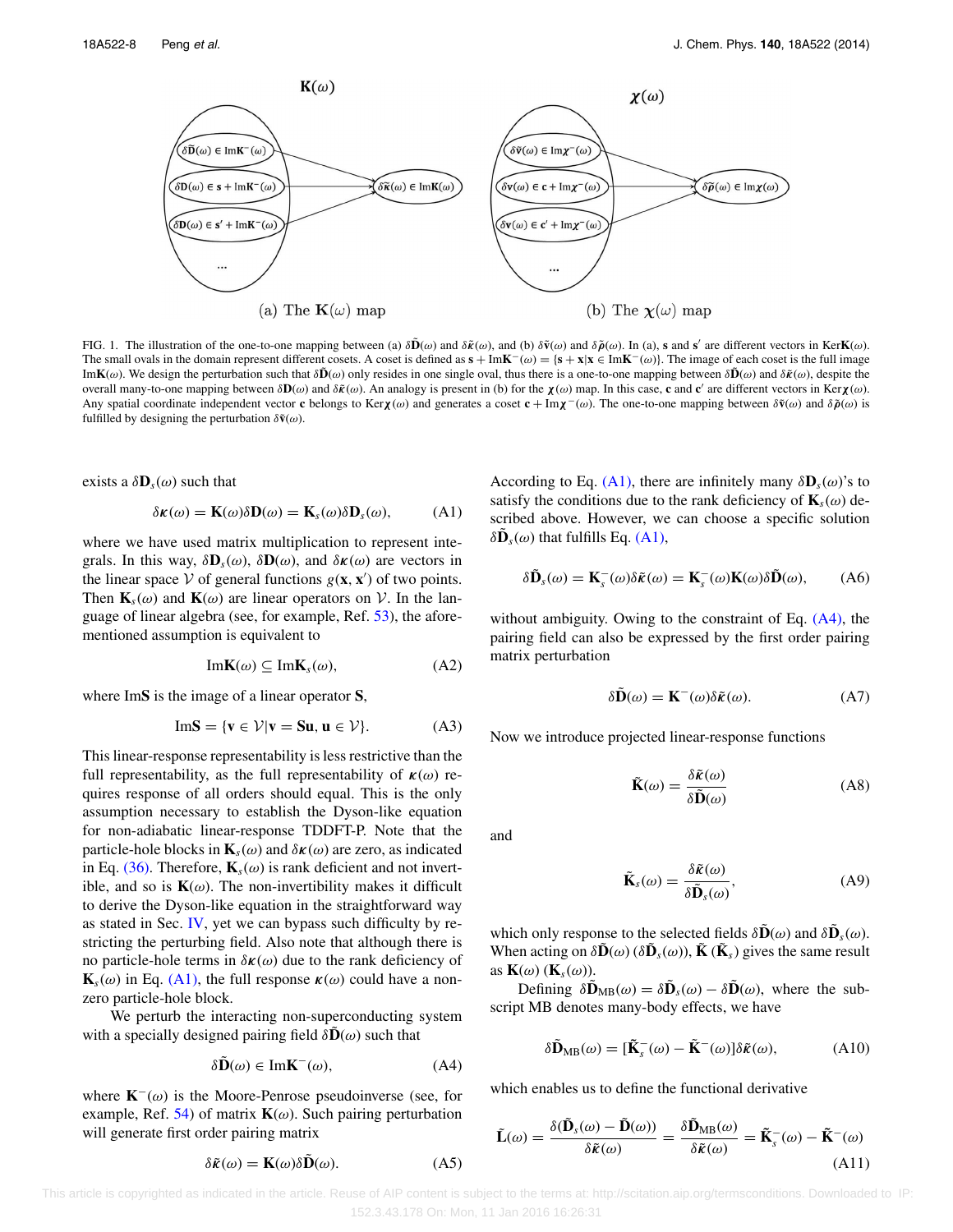FIG. 1. The illustration of the one-to-one mapping between (a) $\delta\tilde{\mathbf{D}}(\omega)$ and $\delta\tilde{\boldsymbol{\kappa}}(\omega)$, and (b) $\delta\tilde{\mathbf{v}}(\omega)$ and $\delta\tilde{\boldsymbol{\rho}}(\omega)$. In (a), $\mathbf{s}$ and $\mathbf{s}'$ are different vectors in $\mathrm{Ker}\mathbf{K}(\omega)$. The small ovals in the domain represent different cosets. A coset is defined as $\mathbf{s} + \mathrm{Im}\mathbf{K}^{-}(\omega) = \{\mathbf{s} + \mathbf{x} | \mathbf{x} \in \mathrm{Im}\mathbf{K}^{-}(\omega)\}$. The image of each coset is the full image $\mathrm{Im}\mathbf{K}(\omega)$. We design the perturbation such that $\delta\tilde{\mathbf{D}}(\omega)$ only resides in one single oval, thus there is a one-to-one mapping between $\delta\tilde{\mathbf{D}}(\omega)$ and $\delta\tilde{\boldsymbol{\kappa}}(\omega)$, despite the overall many-to-one mapping between $\delta\mathbf{D}(\omega)$ and $\delta\tilde{\boldsymbol{\kappa}}(\omega)$. An analogy is present in (b) for the $\boldsymbol{\chi}(\omega)$ map. In this case, $\mathbf{c}$ and $\mathbf{c}'$ are different vectors in $\mathrm{Ker}\boldsymbol{\chi}(\omega)$. Any spatial coordinate independent vector $\mathbf{c}$ belongs to $\mathrm{Ker}\boldsymbol{\chi}(\omega)$ and generates a coset $\mathbf{c} + \mathrm{Im}\boldsymbol{\chi}^{-}(\omega)$. The one-to-one mapping between $\delta\tilde{\mathbf{v}}(\omega)$ and $\delta\tilde{\boldsymbol{\rho}}(\omega)$ is fulfilled by designing the perturbation $\delta\tilde{\mathbf{v}}(\omega)$.

exists a $\delta\mathbf{D}_s(\omega)$ such that

$$\delta\boldsymbol{\kappa}(\omega) = \mathbf{K}(\omega)\delta\mathbf{D}(\omega) = \mathbf{K}_s(\omega)\delta\mathbf{D}_s(\omega), \tag{A1}$$

where we have used matrix multiplication to represent integrals. In this way, $\delta\mathbf{D}_s(\omega)$, $\delta\mathbf{D}(\omega)$, and $\delta\boldsymbol{\kappa}(\omega)$ are vectors in the linear space $\mathcal{V}$ of general functions $g(\mathbf{x}, \mathbf{x}')$ of two points. Then $\mathbf{K}_s(\omega)$ and $\mathbf{K}(\omega)$ are linear operators on $\mathcal{V}$. In the language of linear algebra (see, for example, Ref. 53), the aforementioned assumption is equivalent to

$$\mathrm{Im}\mathbf{K}(\omega) \subseteq \mathrm{Im}\mathbf{K}_s(\omega), \tag{A2}$$

where $\mathrm{Im}\mathbf{S}$ is the image of a linear operator $\mathbf{S}$,

$$\mathrm{Im}\mathbf{S} = \{\mathbf{v} \in \mathcal{V} | \mathbf{v} = \mathbf{S}\mathbf{u}, \mathbf{u} \in \mathcal{V}\}. \tag{A3}$$

This linear-response representability is less restrictive than the full representability, as the full representability of $\boldsymbol{\kappa}(\omega)$ requires response of all orders should equal. This is the only assumption necessary to establish the Dyson-like equation for non-adiabatic linear-response TDDFT-P. Note that the particle-hole blocks in $\mathbf{K}_s(\omega)$ and $\delta\boldsymbol{\kappa}(\omega)$ are zero, as indicated in Eq. (36). Therefore, $\mathbf{K}_s(\omega)$ is rank deficient and not invertible, and so is $\mathbf{K}(\omega)$. The non-invertibility makes it difficult to derive the Dyson-like equation in the straightforward way as stated in Sec. IV, yet we can bypass such difficulty by restricting the perturbing field. Also note that although there is no particle-hole terms in $\delta\boldsymbol{\kappa}(\omega)$ due to the rank deficiency of $\mathbf{K}_s(\omega)$ in Eq. (A1), the full response $\boldsymbol{\kappa}(\omega)$ could have a non-zero particle-hole block.

We perturb the interacting non-superconducting system with a specially designed pairing field $\delta\tilde{\mathbf{D}}(\omega)$ such that

$$\delta\tilde{\mathbf{D}}(\omega) \in \mathrm{Im}\mathbf{K}^{-}(\omega), \tag{A4}$$

where $\mathbf{K}^{-}(\omega)$ is the Moore-Penrose pseudoinverse (see, for example, Ref. 54) of matrix $\mathbf{K}(\omega)$. Such pairing perturbation will generate first order pairing matrix

$$\delta\tilde{\boldsymbol{\kappa}}(\omega) = \mathbf{K}(\omega)\delta\tilde{\mathbf{D}}(\omega). \tag{A5}$$

According to Eq. (A1), there are infinitely many $\delta\mathbf{D}_s(\omega)$'s to satisfy the conditions due to the rank deficiency of $\mathbf{K}_s(\omega)$ described above. However, we can choose a specific solution $\delta\tilde{\mathbf{D}}_s(\omega)$ that fulfills Eq. (A1),

$$\delta\tilde{\mathbf{D}}_s(\omega) = \mathbf{K}_s^{-}(\omega)\delta\tilde{\boldsymbol{\kappa}}(\omega) = \mathbf{K}_s^{-}(\omega)\mathbf{K}(\omega)\delta\tilde{\mathbf{D}}(\omega), \tag{A6}$$

without ambiguity. Owing to the constraint of Eq. (A4), the pairing field can also be expressed by the first order pairing matrix perturbation

$$\delta\tilde{\mathbf{D}}(\omega) = \mathbf{K}^{-}(\omega)\delta\tilde{\boldsymbol{\kappa}}(\omega). \tag{A7}$$

Now we introduce projected linear-response functions

$$\tilde{\mathbf{K}}(\omega) = \frac{\delta\tilde{\boldsymbol{\kappa}}(\omega)}{\delta\tilde{\mathbf{D}}(\omega)} \tag{A8}$$

and

$$\tilde{\mathbf{K}}_s(\omega) = \frac{\delta\tilde{\boldsymbol{\kappa}}(\omega)}{\delta\tilde{\mathbf{D}}_s(\omega)}, \tag{A9}$$

which only response to the selected fields $\delta\tilde{\mathbf{D}}(\omega)$ and $\delta\tilde{\mathbf{D}}_s(\omega)$. When acting on $\delta\tilde{\mathbf{D}}(\omega)$ ($\delta\tilde{\mathbf{D}}_s(\omega)$), $\tilde{\mathbf{K}}$ ($\tilde{\mathbf{K}}_s$) gives the same result as $\mathbf{K}(\omega)$ ($\mathbf{K}_s(\omega)$).

Defining $\delta\tilde{\mathbf{D}}_{\mathrm{MB}}(\omega) = \delta\tilde{\mathbf{D}}_s(\omega) - \delta\tilde{\mathbf{D}}(\omega)$, where the subscript MB denotes many-body effects, we have

$$\delta\tilde{\mathbf{D}}_{\mathrm{MB}}(\omega) = [\tilde{\mathbf{K}}_s^{-}(\omega) - \tilde{\mathbf{K}}^{-}(\omega)]\delta\tilde{\boldsymbol{\kappa}}(\omega), \tag{A10}$$

which enables us to define the functional derivative

$$\tilde{\mathbf{L}}(\omega) = \frac{\delta(\tilde{\mathbf{D}}_s(\omega) - \tilde{\mathbf{D}}(\omega))}{\delta\tilde{\boldsymbol{\kappa}}(\omega)} = \frac{\delta\tilde{\mathbf{D}}_{\mathrm{MB}}(\omega)}{\delta\tilde{\boldsymbol{\kappa}}(\omega)} = \tilde{\mathbf{K}}_s^{-}(\omega) - \tilde{\mathbf{K}}^{-}(\omega) \tag{A11}$$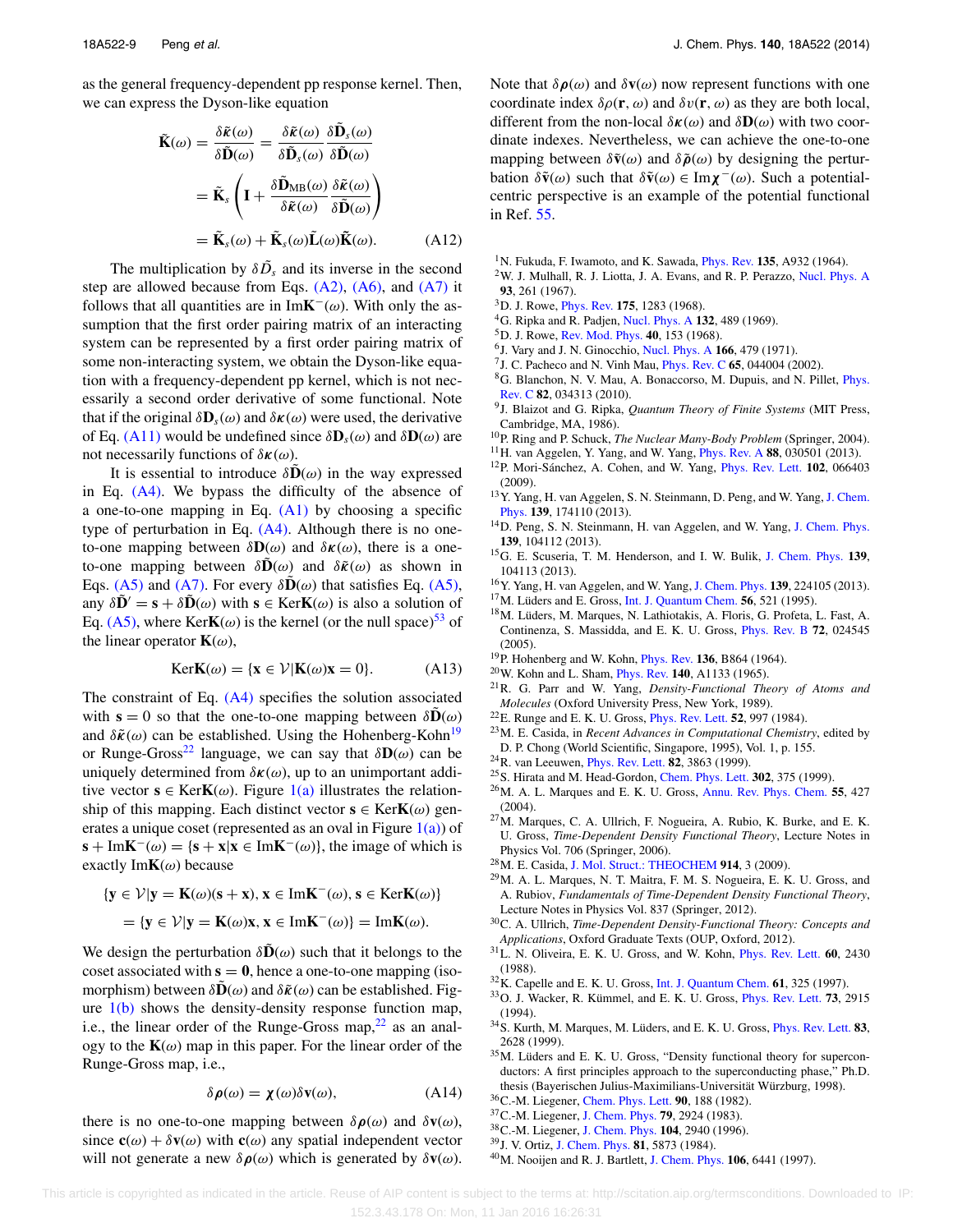as the general frequency-dependent pp response kernel. Then, we can express the Dyson-like equation

$$
\begin{aligned}
\tilde{\mathbf{K}}(\omega) &= \frac{\delta\tilde{\boldsymbol{\kappa}}(\omega)}{\delta\tilde{\mathbf{D}}(\omega)} = \frac{\delta\tilde{\boldsymbol{\kappa}}(\omega)}{\delta\tilde{\mathbf{D}}_s(\omega)}\frac{\delta\tilde{\mathbf{D}}_s(\omega)}{\delta\tilde{\mathbf{D}}(\omega)} \\
&= \tilde{\mathbf{K}}_s\left(\mathbf{I} + \frac{\delta\tilde{\mathbf{D}}_{\mathrm{MB}}(\omega)}{\delta\tilde{\boldsymbol{\kappa}}(\omega)}\frac{\delta\tilde{\boldsymbol{\kappa}}(\omega)}{\delta\tilde{\mathbf{D}}(\omega)}\right) \\
&= \tilde{\mathbf{K}}_s(\omega) + \tilde{\mathbf{K}}_s(\omega)\tilde{\mathbf{L}}(\omega)\tilde{\mathbf{K}}(\omega). \qquad \text{(A12)}
\end{aligned}
$$

The multiplication by $\delta\tilde{D}_s$ and its inverse in the second step are allowed because from Eqs. (A2), (A6), and (A7) it follows that all quantities are in $\mathrm{Im}\mathbf{K}^{-}(\omega)$. With only the assumption that the first order pairing matrix of an interacting system can be represented by a first order pairing matrix of some non-interacting system, we obtain the Dyson-like equation with a frequency-dependent pp kernel, which is not necessarily a second order derivative of some functional. Note that if the original $\delta\mathbf{D}_s(\omega)$ and $\delta\boldsymbol{\kappa}(\omega)$ were used, the derivative of Eq. (A11) would be undefined since $\delta\mathbf{D}_s(\omega)$ and $\delta\mathbf{D}(\omega)$ are not necessarily functions of $\delta\boldsymbol{\kappa}(\omega)$.

It is essential to introduce $\delta\tilde{\mathbf{D}}(\omega)$ in the way expressed in Eq. (A4). We bypass the difficulty of the absence of a one-to-one mapping in Eq. (A1) by choosing a specific type of perturbation in Eq. (A4). Although there is no one-to-one mapping between $\delta\mathbf{D}(\omega)$ and $\delta\boldsymbol{\kappa}(\omega)$, there is a one-to-one mapping between $\delta\tilde{\mathbf{D}}(\omega)$ and $\delta\tilde{\boldsymbol{\kappa}}(\omega)$ as shown in Eqs. (A5) and (A7). For every $\delta\tilde{\mathbf{D}}(\omega)$ that satisfies Eq. (A5), any $\delta\tilde{\mathbf{D}}' = \mathbf{s} + \delta\tilde{\mathbf{D}}(\omega)$ with $\mathbf{s} \in \mathrm{Ker}\mathbf{K}(\omega)$ is also a solution of Eq. (A5), where $\mathrm{Ker}\mathbf{K}(\omega)$ is the kernel (or the null space)[53] of the linear operator $\mathbf{K}(\omega)$,

$$
\mathrm{Ker}\mathbf{K}(\omega) = \{\mathbf{x} \in \mathcal{V}|\mathbf{K}(\omega)\mathbf{x} = 0\}. \qquad \text{(A13)}
$$

The constraint of Eq. (A4) specifies the solution associated with $\mathbf{s} = 0$ so that the one-to-one mapping between $\delta\tilde{\mathbf{D}}(\omega)$ and $\delta\tilde{\boldsymbol{\kappa}}(\omega)$ can be established. Using the Hohenberg-Kohn[19] or Runge-Gross[22] language, we can say that $\delta\mathbf{D}(\omega)$ can be uniquely determined from $\delta\boldsymbol{\kappa}(\omega)$, up to an unimportant additive vector $\mathbf{s} \in \mathrm{Ker}\mathbf{K}(\omega)$. Figure 1(a) illustrates the relationship of this mapping. Each distinct vector $\mathbf{s} \in \mathrm{Ker}\mathbf{K}(\omega)$ generates a unique coset (represented as an oval in Figure 1(a)) of $\mathbf{s} + \mathrm{Im}\mathbf{K}^{-}(\omega) = \{\mathbf{s} + \mathbf{x}|\mathbf{x} \in \mathrm{Im}\mathbf{K}^{-}(\omega)\}$, the image of which is exactly $\mathrm{Im}\mathbf{K}(\omega)$ because

$$
\begin{aligned}
&\{\mathbf{y} \in \mathcal{V}|\mathbf{y} = \mathbf{K}(\omega)(\mathbf{s} + \mathbf{x}), \mathbf{x} \in \mathrm{Im}\mathbf{K}^{-}(\omega), \mathbf{s} \in \mathrm{Ker}\mathbf{K}(\omega)\} \\
&\quad = \{\mathbf{y} \in \mathcal{V}|\mathbf{y} = \mathbf{K}(\omega)\mathbf{x}, \mathbf{x} \in \mathrm{Im}\mathbf{K}^{-}(\omega)\} = \mathrm{Im}\mathbf{K}(\omega).
\end{aligned}
$$

We design the perturbation $\delta\tilde{\mathbf{D}}(\omega)$ such that it belongs to the coset associated with $\mathbf{s} = \mathbf{0}$, hence a one-to-one mapping (isomorphism) between $\delta\tilde{\mathbf{D}}(\omega)$ and $\delta\tilde{\boldsymbol{\kappa}}(\omega)$ can be established. Figure 1(b) shows the density-density response function map, i.e., the linear order of the Runge-Gross map,[22] as an analogy to the $\mathbf{K}(\omega)$ map in this paper. For the linear order of the Runge-Gross map, i.e.,

$$
\delta\boldsymbol{\rho}(\omega) = \boldsymbol{\chi}(\omega)\delta\mathbf{v}(\omega), \qquad \text{(A14)}
$$

there is no one-to-one mapping between $\delta\boldsymbol{\rho}(\omega)$ and $\delta\mathbf{v}(\omega)$, since $\mathbf{c}(\omega) + \delta\mathbf{v}(\omega)$ with $\mathbf{c}(\omega)$ any spatial independent vector will not generate a new $\delta\boldsymbol{\rho}(\omega)$ which is generated by $\delta\mathbf{v}(\omega)$. Note that $\delta\boldsymbol{\rho}(\omega)$ and $\delta\mathbf{v}(\omega)$ now represent functions with one coordinate index $\delta\rho(\mathbf{r}, \omega)$ and $\delta v(\mathbf{r}, \omega)$ as they are both local, different from the non-local $\delta\boldsymbol{\kappa}(\omega)$ and $\delta\mathbf{D}(\omega)$ with two coordinate indexes. Nevertheless, we can achieve the one-to-one mapping between $\delta\tilde{\mathbf{v}}(\omega)$ and $\delta\tilde{\boldsymbol{\rho}}(\omega)$ by designing the perturbation $\delta\tilde{\mathbf{v}}(\omega)$ such that $\delta\tilde{\mathbf{v}}(\omega) \in \mathrm{Im}\boldsymbol{\chi}^{-}(\omega)$. Such a potential-centric perspective is an example of the potential functional in Ref. 55.

[1] N. Fukuda, F. Iwamoto, and K. Sawada, Phys. Rev. **135**, A932 (1964).
[2] W. J. Mulhall, R. J. Liotta, J. A. Evans, and R. P. Perazzo, Nucl. Phys. A **93**, 261 (1967).
[3] D. J. Rowe, Phys. Rev. **175**, 1283 (1968).
[4] G. Ripka and R. Padjen, Nucl. Phys. A **132**, 489 (1969).
[5] D. J. Rowe, Rev. Mod. Phys. **40**, 153 (1968).
[6] J. Vary and J. N. Ginocchio, Nucl. Phys. A **166**, 479 (1971).
[7] J. C. Pacheco and N. Vinh Mau, Phys. Rev. C **65**, 044004 (2002).
[8] G. Blanchon, N. V. Mau, A. Bonaccorso, M. Dupuis, and N. Pillet, Phys. Rev. C **82**, 034313 (2010).
[9] J. Blaizot and G. Ripka, *Quantum Theory of Finite Systems* (MIT Press, Cambridge, MA, 1986).
[10] P. Ring and P. Schuck, *The Nuclear Many-Body Problem* (Springer, 2004).
[11] H. van Aggelen, Y. Yang, and W. Yang, Phys. Rev. A **88**, 030501 (2013).
[12] P. Mori-Sánchez, A. Cohen, and W. Yang, Phys. Rev. Lett. **102**, 066403 (2009).
[13] Y. Yang, H. van Aggelen, S. N. Steinmann, D. Peng, and W. Yang, J. Chem. Phys. **139**, 174110 (2013).
[14] D. Peng, S. N. Steinmann, H. van Aggelen, and W. Yang, J. Chem. Phys. **139**, 104112 (2013).
[15] G. E. Scuseria, T. M. Henderson, and I. W. Bulik, J. Chem. Phys. **139**, 104113 (2013).
[16] Y. Yang, H. van Aggelen, and W. Yang, J. Chem. Phys. **139**, 224105 (2013).
[17] M. Lüders and E. Gross, Int. J. Quantum Chem. **56**, 521 (1995).
[18] M. Lüders, M. Marques, N. Lathiotakis, A. Floris, G. Profeta, L. Fast, A. Continenza, S. Massidda, and E. K. U. Gross, Phys. Rev. B **72**, 024545 (2005).
[19] P. Hohenberg and W. Kohn, Phys. Rev. **136**, B864 (1964).
[20] W. Kohn and L. Sham, Phys. Rev. **140**, A1133 (1965).
[21] R. G. Parr and W. Yang, *Density-Functional Theory of Atoms and Molecules* (Oxford University Press, New York, 1989).
[22] E. Runge and E. K. U. Gross, Phys. Rev. Lett. **52**, 997 (1984).
[23] M. E. Casida, in *Recent Advances in Computational Chemistry*, edited by D. P. Chong (World Scientific, Singapore, 1995), Vol. 1, p. 155.
[24] R. van Leeuwen, Phys. Rev. Lett. **82**, 3863 (1999).
[25] S. Hirata and M. Head-Gordon, Chem. Phys. Lett. **302**, 375 (1999).
[26] M. A. L. Marques and E. K. U. Gross, Annu. Rev. Phys. Chem. **55**, 427 (2004).
[27] M. Marques, C. A. Ullrich, F. Nogueira, A. Rubio, K. Burke, and E. K. U. Gross, *Time-Dependent Density Functional Theory*, Lecture Notes in Physics Vol. 706 (Springer, 2006).
[28] M. E. Casida, J. Mol. Struct.: THEOCHEM **914**, 3 (2009).
[29] M. A. L. Marques, N. T. Maitra, F. M. S. Nogueira, E. K. U. Gross, and A. Rubiov, *Fundamentals of Time-Dependent Density Functional Theory*, Lecture Notes in Physics Vol. 837 (Springer, 2012).
[30] C. A. Ullrich, *Time-Dependent Density-Functional Theory: Concepts and Applications*, Oxford Graduate Texts (OUP, Oxford, 2012).
[31] L. N. Oliveira, E. K. U. Gross, and W. Kohn, Phys. Rev. Lett. **60**, 2430 (1988).
[32] K. Capelle and E. K. U. Gross, Int. J. Quantum Chem. **61**, 325 (1997).
[33] O. J. Wacker, R. Kümmel, and E. K. U. Gross, Phys. Rev. Lett. **73**, 2915 (1994).
[34] S. Kurth, M. Marques, M. Lüders, and E. K. U. Gross, Phys. Rev. Lett. **83**, 2628 (1999).
[35] M. Lüders and E. K. U. Gross, "Density functional theory for superconductors: A first principles approach to the superconducting phase," Ph.D. thesis (Bayerischen Julius-Maximilians-Universität Würzburg, 1998).
[36] C.-M. Liegener, Chem. Phys. Lett. **90**, 188 (1982).
[37] C.-M. Liegener, J. Chem. Phys. **79**, 2924 (1983).
[38] C.-M. Liegener, J. Chem. Phys. **104**, 2940 (1996).
[39] J. V. Ortiz, J. Chem. Phys. **81**, 5873 (1984).
[40] M. Nooijen and R. J. Bartlett, J. Chem. Phys. **106**, 6441 (1997).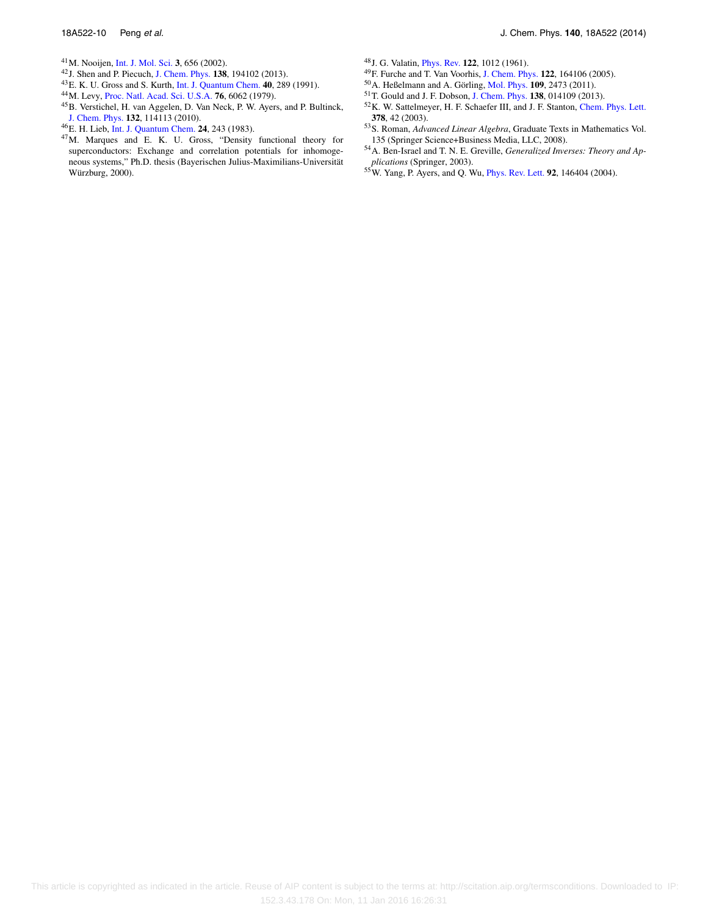[41] M. Nooijen, Int. J. Mol. Sci. **3**, 656 (2002).
[42] J. Shen and P. Piecuch, J. Chem. Phys. **138**, 194102 (2013).
[43] E. K. U. Gross and S. Kurth, Int. J. Quantum Chem. **40**, 289 (1991).
[44] M. Levy, Proc. Natl. Acad. Sci. U.S.A. **76**, 6062 (1979).
[45] B. Verstichel, H. van Aggelen, D. Van Neck, P. W. Ayers, and P. Bultinck, J. Chem. Phys. **132**, 114113 (2010).
[46] E. H. Lieb, Int. J. Quantum Chem. **24**, 243 (1983).
[47] M. Marques and E. K. U. Gross, "Density functional theory for superconductors: Exchange and correlation potentials for inhomogeneous systems," Ph.D. thesis (Bayerischen Julius-Maximilians-Universität Würzburg, 2000).
[48] J. G. Valatin, Phys. Rev. **122**, 1012 (1961).
[49] F. Furche and T. Van Voorhis, J. Chem. Phys. **122**, 164106 (2005).
[50] A. Heßelmann and A. Görling, Mol. Phys. **109**, 2473 (2011).
[51] T. Gould and J. F. Dobson, J. Chem. Phys. **138**, 014109 (2013).
[52] K. W. Sattelmeyer, H. F. Schaefer III, and J. F. Stanton, Chem. Phys. Lett. **378**, 42 (2003).
[53] S. Roman, *Advanced Linear Algebra*, Graduate Texts in Mathematics Vol. 135 (Springer Science+Business Media, LLC, 2008).
[54] A. Ben-Israel and T. N. E. Greville, *Generalized Inverses: Theory and Applications* (Springer, 2003).
[55] W. Yang, P. Ayers, and Q. Wu, Phys. Rev. Lett. **92**, 146404 (2004).